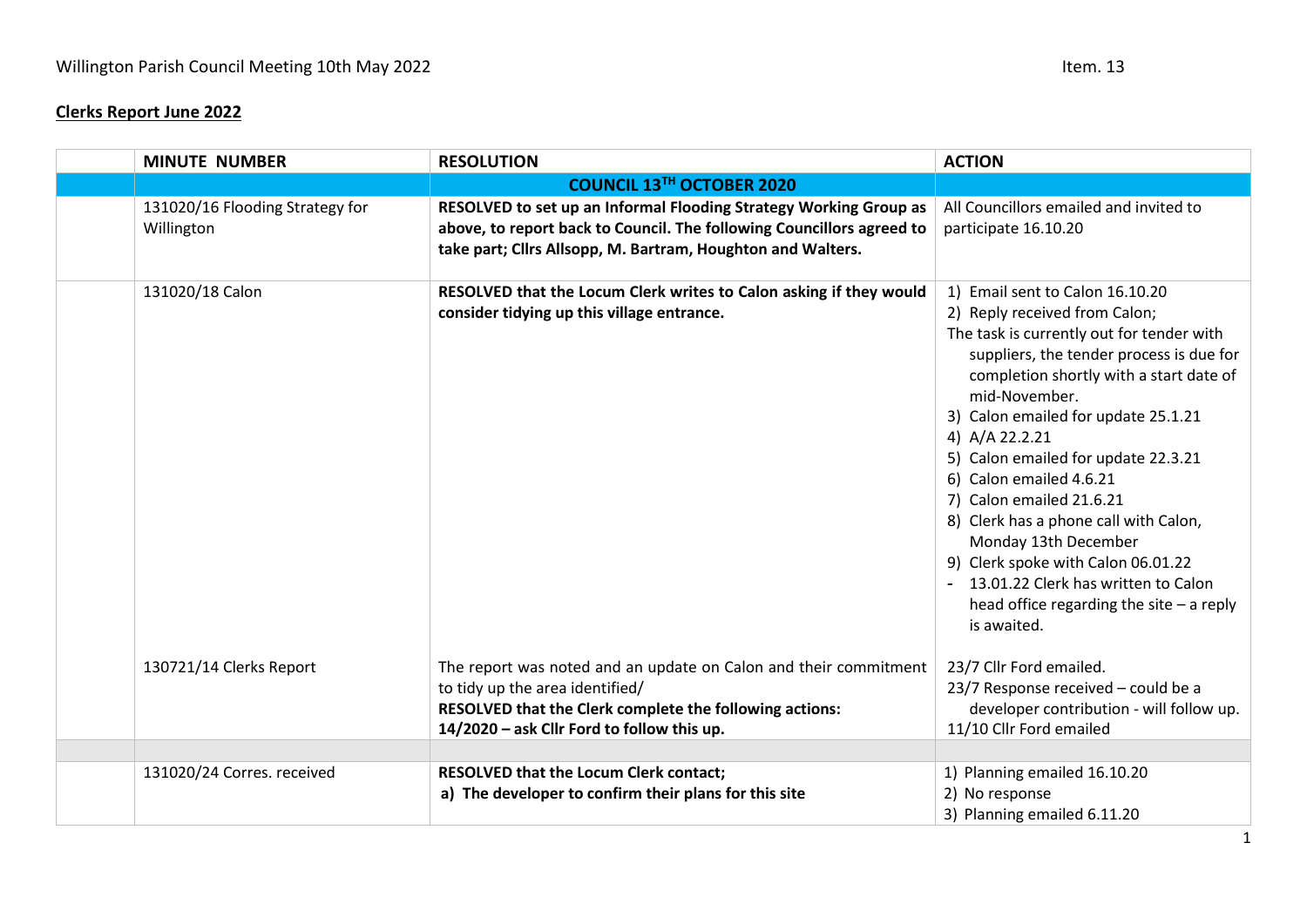Willington Parish Council Meeting 10th May 2022 Item. 13

## Clerks Report June 2022

| | MINUTE NUMBER | RESOLUTION | ACTION |
|---|---|---|---|
| | | **COUNCIL 13TH OCTOBER 2020** | |
| | 131020/16 Flooding Strategy for Willington | **RESOLVED to set up an Informal Flooding Strategy Working Group as above, to report back to Council. The following Councillors agreed to take part; Cllrs Allsopp, M. Bartram, Houghton and Walters.** | All Councillors emailed and invited to participate 16.10.20 |
| | 131020/18 Calon | **RESOLVED that the Locum Clerk writes to Calon asking if they would consider tidying up this village entrance.** | 1) Email sent to Calon 16.10.20<br>2) Reply received from Calon;<br>The task is currently out for tender with suppliers, the tender process is due for completion shortly with a start date of mid-November.<br>3) Calon emailed for update 25.1.21<br>4) A/A 22.2.21<br>5) Calon emailed for update 22.3.21<br>6) Calon emailed 4.6.21<br>7) Calon emailed 21.6.21<br>8) Clerk has a phone call with Calon, Monday 13th December<br>9) Clerk spoke with Calon 06.01.22<br>- 13.01.22 Clerk has written to Calon head office regarding the site – a reply is awaited. |
| | 130721/14 Clerks Report | The report was noted and an update on Calon and their commitment to tidy up the area identified/<br>**RESOLVED that the Clerk complete the following actions:**<br>**14/2020 – ask Cllr Ford to follow this up.** | 23/7 Cllr Ford emailed.<br>23/7 Response received – could be a developer contribution - will follow up.<br>11/10 Cllr Ford emailed |
| | | | |
| | 131020/24 Corres. received | **RESOLVED that the Locum Clerk contact;**<br>**a) The developer to confirm their plans for this site** | 1) Planning emailed 16.10.20<br>2) No response<br>3) Planning emailed 6.11.20 |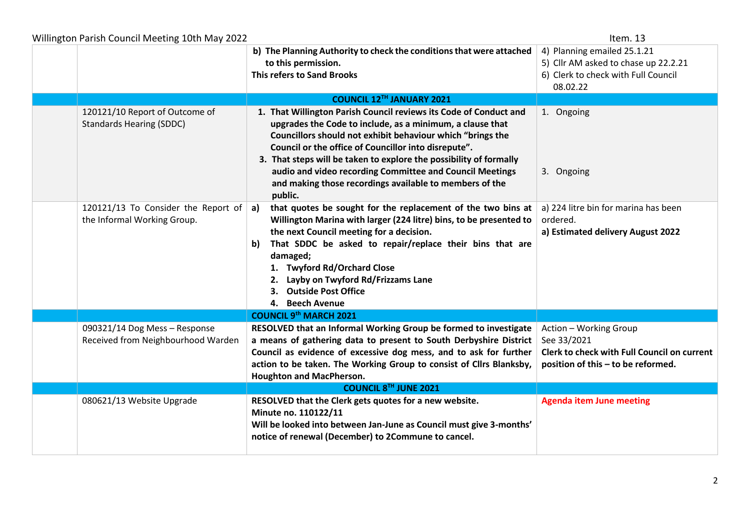| | | | |
|---|---|---|---|
| | | **b) The Planning Authority to check the conditions that were attached to this permission.** **This refers to Sand Brooks** | 4) Planning emailed 25.1.21<br>5) Cllr AM asked to chase up 22.2.21<br>6) Clerk to check with Full Council 08.02.22 |
| | | **COUNCIL 12TH JANUARY 2021** | |
| | 120121/10 Report of Outcome of Standards Hearing (SDDC) | **1. That Willington Parish Council reviews its Code of Conduct and upgrades the Code to include, as a minimum, a clause that Councillors should not exhibit behaviour which "brings the Council or the office of Councillor into disrepute".**<br>**3. That steps will be taken to explore the possibility of formally audio and video recording Committee and Council Meetings and making those recordings available to members of the public.** | 1. Ongoing<br><br>3. Ongoing |
| | 120121/13 To Consider the Report of the Informal Working Group. | **a) that quotes be sought for the replacement of the two bins at Willington Marina with larger (224 litre) bins, to be presented to the next Council meeting for a decision.**<br>**b) That SDDC be asked to repair/replace their bins that are damaged;**<br>**1. Twyford Rd/Orchard Close**<br>**2. Layby on Twyford Rd/Frizzams Lane**<br>**3. Outside Post Office**<br>**4. Beech Avenue** | a) 224 litre bin for marina has been ordered.<br>**a) Estimated delivery August 2022** |
| | | **COUNCIL 9th MARCH 2021** | |
| | 090321/14 Dog Mess – Response Received from Neighbourhood Warden | **RESOLVED that an Informal Working Group be formed to investigate a means of gathering data to present to South Derbyshire District Council as evidence of excessive dog mess, and to ask for further action to be taken. The Working Group to consist of Cllrs Blanksby, Houghton and MacPherson.** | Action – Working Group<br>See 33/2021<br>**Clerk to check with Full Council on current position of this – to be reformed.** |
| | | **COUNCIL 8TH JUNE 2021** | |
| | 080621/13 Website Upgrade | **RESOLVED that the Clerk gets quotes for a new website.**<br>**Minute no. 110122/11**<br>**Will be looked into between Jan-June as Council must give 3-months' notice of renewal (December) to 2Commune to cancel.** | **Agenda item June meeting** |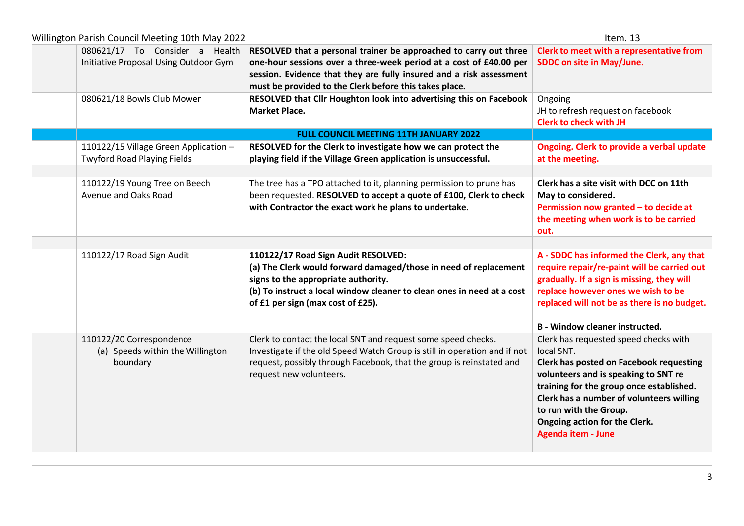| | | | |
|---|---|---|---|
| | 080621/17 To Consider a Health Initiative Proposal Using Outdoor Gym | **RESOLVED that a personal trainer be approached to carry out three one-hour sessions over a three-week period at a cost of £40.00 per session. Evidence that they are fully insured and a risk assessment must be provided to the Clerk before this takes place.** | **Clerk to meet with a representative from SDDC on site in May/June.** |
| | 080621/18 Bowls Club Mower | **RESOLVED that Cllr Houghton look into advertising this on Facebook Market Place.** | Ongoing<br>JH to refresh request on facebook<br>**Clerk to check with JH** |
| | | **FULL COUNCIL MEETING 11TH JANUARY 2022** | |
| | 110122/15 Village Green Application – Twyford Road Playing Fields | **RESOLVED for the Clerk to investigate how we can protect the playing field if the Village Green application is unsuccessful.** | **Ongoing. Clerk to provide a verbal update at the meeting.** |
| | | | |
| | 110122/19 Young Tree on Beech Avenue and Oaks Road | The tree has a TPO attached to it, planning permission to prune has been requested. **RESOLVED to accept a quote of £100, Clerk to check with Contractor the exact work he plans to undertake.** | **Clerk has a site visit with DCC on 11th May to considered.**<br>**Permission now granted – to decide at the meeting when work is to be carried out.** |
| | | | |
| | 110122/17 Road Sign Audit | **110122/17 Road Sign Audit RESOLVED:**<br>**(a) The Clerk would forward damaged/those in need of replacement signs to the appropriate authority.**<br>**(b) To instruct a local window cleaner to clean ones in need at a cost of £1 per sign (max cost of £25).** | **A - SDDC has informed the Clerk, any that require repair/re-paint will be carried out gradually. If a sign is missing, they will replace however ones we wish to be replaced will not be as there is no budget.**<br><br>**B - Window cleaner instructed.** |
| | 110122/20 Correspondence<br>(a) Speeds within the Willington boundary | Clerk to contact the local SNT and request some speed checks. Investigate if the old Speed Watch Group is still in operation and if not request, possibly through Facebook, that the group is reinstated and request new volunteers. | Clerk has requested speed checks with local SNT.<br>**Clerk has posted on Facebook requesting volunteers and is speaking to SNT re training for the group once established.**<br>**Clerk has a number of volunteers willing to run with the Group.**<br>**Ongoing action for the Clerk.**<br>**Agenda item - June** |
| | | | |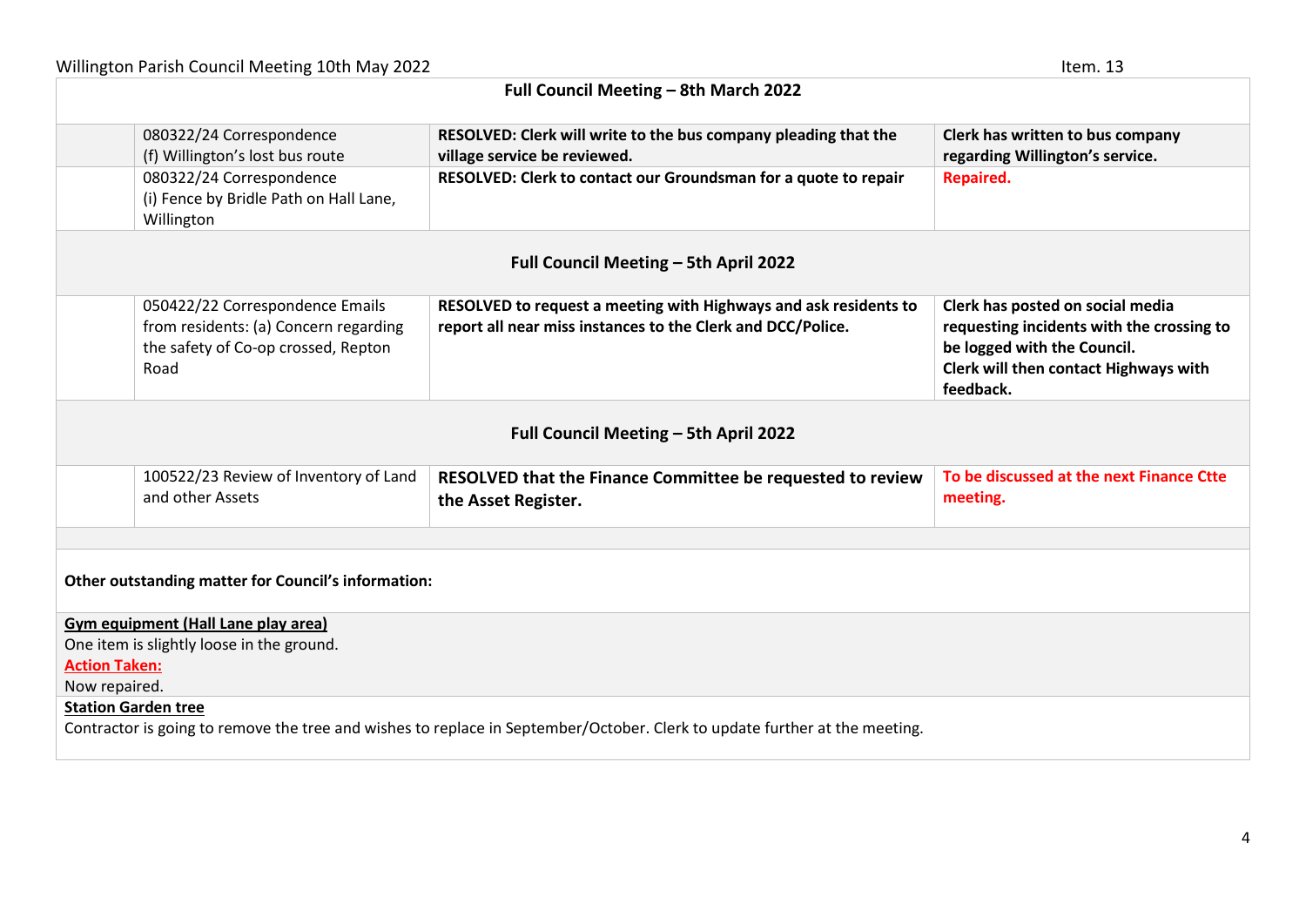| | | | |
|---|---|---|---|
| **Full Council Meeting – 8th March 2022** | | | |
| | 080322/24 Correspondence (f) Willington's lost bus route | **RESOLVED: Clerk will write to the bus company pleading that the village service be reviewed.** | **Clerk has written to bus company regarding Willington's service.** |
| | 080322/24 Correspondence (i) Fence by Bridle Path on Hall Lane, Willington | **RESOLVED: Clerk to contact our Groundsman for a quote to repair** | **Repaired.** |
| **Full Council Meeting – 5th April 2022** | | | |
| | 050422/22 Correspondence Emails from residents: (a) Concern regarding the safety of Co-op crossed, Repton Road | **RESOLVED to request a meeting with Highways and ask residents to report all near miss instances to the Clerk and DCC/Police.** | **Clerk has posted on social media requesting incidents with the crossing to be logged with the Council. Clerk will then contact Highways with feedback.** |
| **Full Council Meeting – 5th April 2022** | | | |
| | 100522/23 Review of Inventory of Land and other Assets | **RESOLVED that the Finance Committee be requested to review the Asset Register.** | **To be discussed at the next Finance Ctte meeting.** |

**Other outstanding matter for Council's information:**

**Gym equipment (Hall Lane play area)**

One item is slightly loose in the ground.

**Action Taken:**

Now repaired.

**Station Garden tree**

Contractor is going to remove the tree and wishes to replace in September/October. Clerk to update further at the meeting.